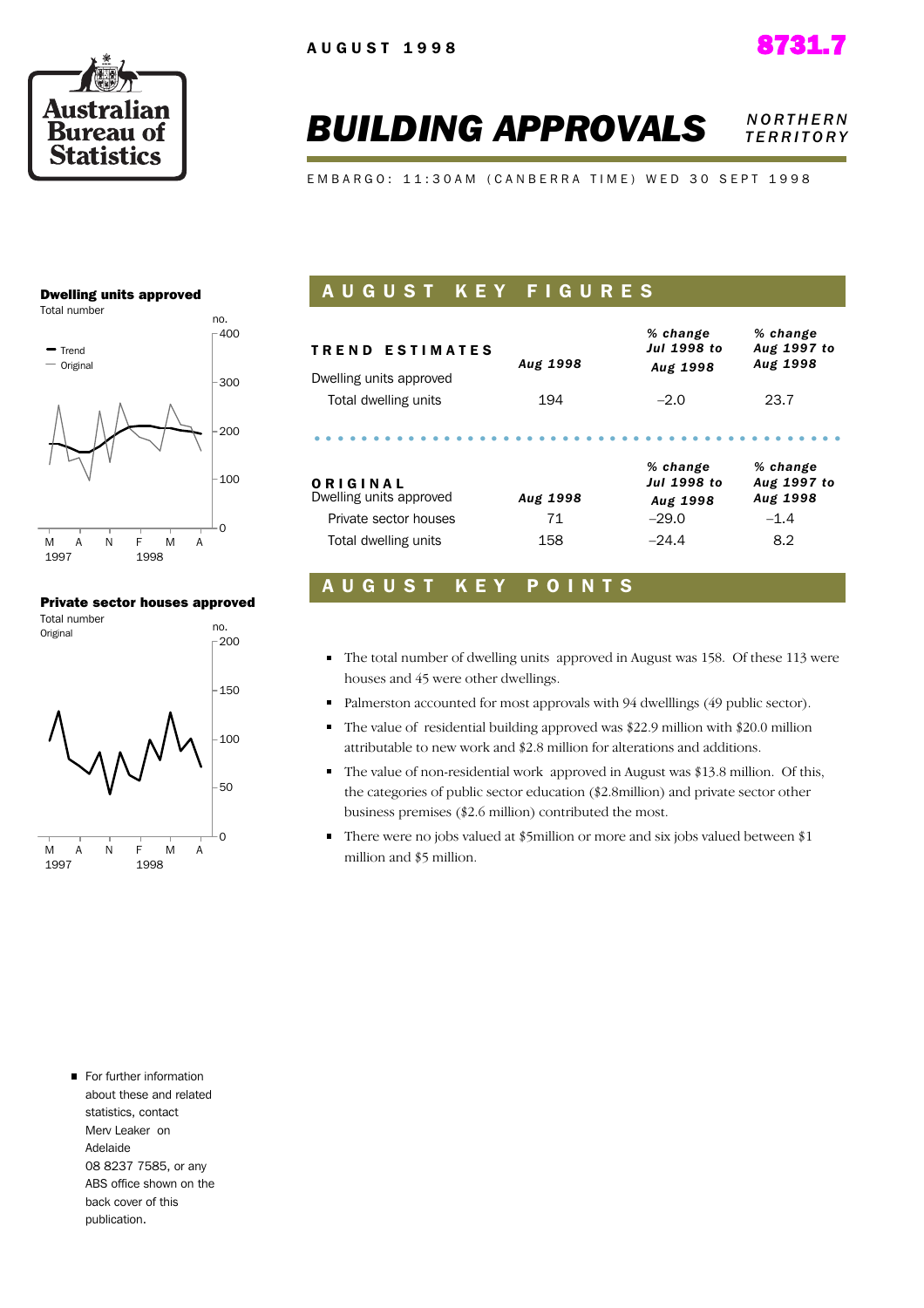AUGUST 1998

8731.7

# BUILDING APPROVALS

NORTHERN TERRITORY

EMBARGO: 11:30AM (CANBERRA TIME) WED 30 SEPT 1998

**Dwelling units approved**
Total number

**Private sector houses approved**
Total number
Original

## AUGUST KEY FIGURES

| TREND ESTIMATES | Aug 1998 | % change Jul 1998 to Aug 1998 | % change Aug 1997 to Aug 1998 |
|---|---|---|---|
| Dwelling units approved | | | |
| Total dwelling units | 194 | –2.0 | 23.7 |

| ORIGINAL | Aug 1998 | % change Jul 1998 to Aug 1998 | % change Aug 1997 to Aug 1998 |
|---|---|---|---|
| Dwelling units approved | | | |
| Private sector houses | 71 | –29.0 | –1.4 |
| Total dwelling units | 158 | –24.4 | 8.2 |

## AUGUST KEY POINTS

- The total number of dwelling units approved in August was 158. Of these 113 were houses and 45 were other dwellings.
- Palmerston accounted for most approvals with 94 dwelllings (49 public sector).
- The value of residential building approved was $22.9 million with $20.0 million attributable to new work and $2.8 million for alterations and additions.
- The value of non-residential work approved in August was $13.8 million. Of this, the categories of public sector education ($2.8million) and private sector other business premises ($2.6 million) contributed the most.
- There were no jobs valued at $5million or more and six jobs valued between $1 million and $5 million.

- For further information about these and related statistics, contact Merv Leaker on Adelaide 08 8237 7585, or any ABS office shown on the back cover of this publication.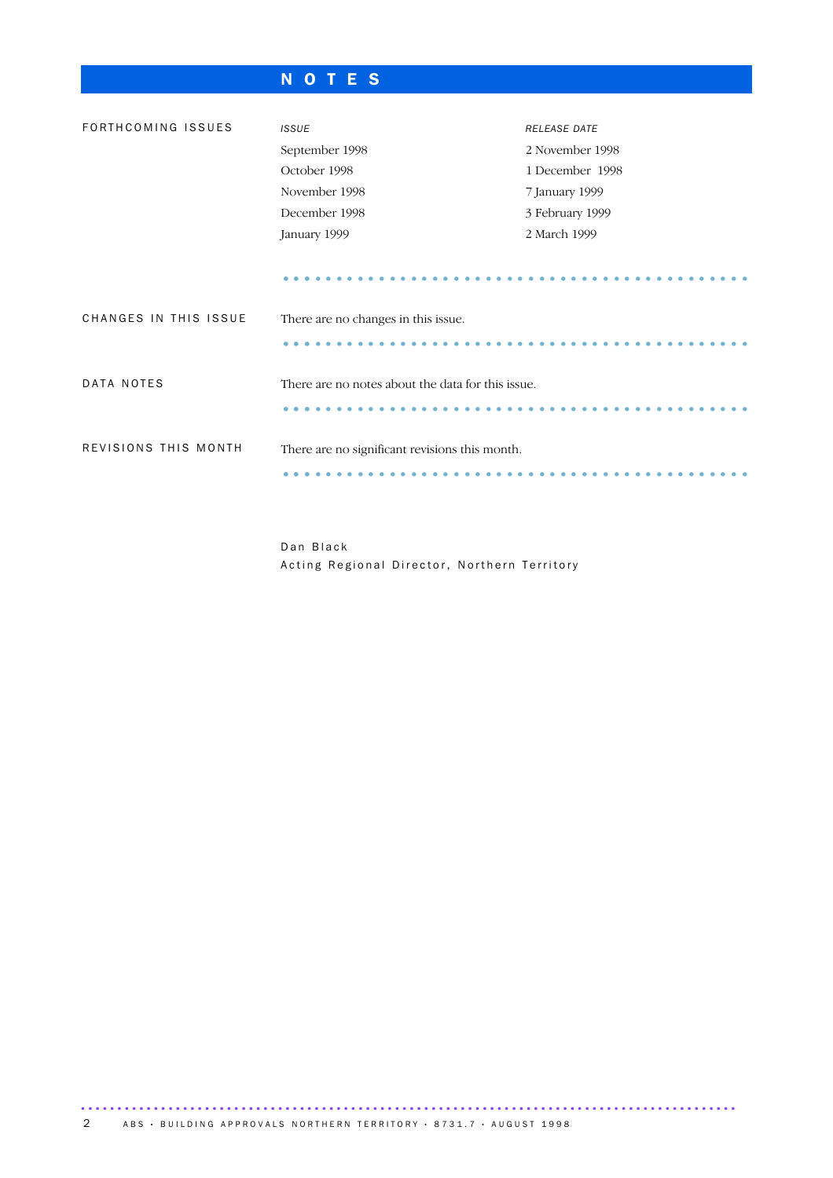# NOTES

## FORTHCOMING ISSUES

| *ISSUE* | *RELEASE DATE* |
|---|---|
| September 1998 | 2 November 1998 |
| October 1998 | 1 December 1998 |
| November 1998 | 7 January 1999 |
| December 1998 | 3 February 1999 |
| January 1999 | 2 March 1999 |

## CHANGES IN THIS ISSUE

There are no changes in this issue.

## DATA NOTES

There are no notes about the data for this issue.

## REVISIONS THIS MONTH

There are no significant revisions this month.

Dan Black
Acting Regional Director, Northern Territory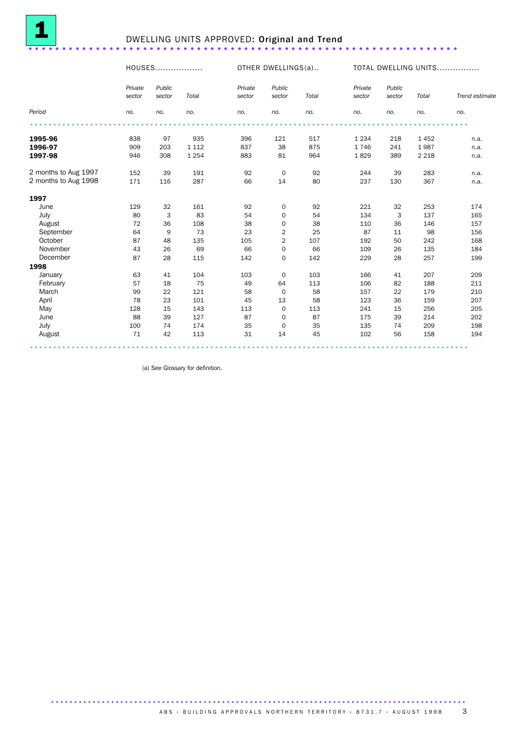## 1 DWELLING UNITS APPROVED: Original and Trend

| Period | HOUSES | | | OTHER DWELLINGS(a) | | | TOTAL DWELLING UNITS | | | |
|---|---|---|---|---|---|---|---|---|---|---|
| | *Private sector* | *Public sector* | *Total* | *Private sector* | *Public sector* | *Total* | *Private sector* | *Public sector* | *Total* | *Trend estimate* |
| | *no.* | *no.* | *no.* | *no.* | *no.* | *no.* | *no.* | *no.* | *no.* | *no.* |
| **1995-96** | 838 | 97 | 935 | 396 | 121 | 517 | 1 234 | 218 | 1 452 | n.a. |
| **1996-97** | 909 | 203 | 1 112 | 837 | 38 | 875 | 1 746 | 241 | 1 987 | n.a. |
| **1997-98** | 946 | 308 | 1 254 | 883 | 81 | 964 | 1 829 | 389 | 2 218 | n.a. |
| 2 months to Aug 1997 | 152 | 39 | 191 | 92 | 0 | 92 | 244 | 39 | 283 | n.a. |
| 2 months to Aug 1998 | 171 | 116 | 287 | 66 | 14 | 80 | 237 | 130 | 367 | n.a. |
| **1997** | | | | | | | | | | |
| June | 129 | 32 | 161 | 92 | 0 | 92 | 221 | 32 | 253 | 174 |
| July | 80 | 3 | 83 | 54 | 0 | 54 | 134 | 3 | 137 | 165 |
| August | 72 | 36 | 108 | 38 | 0 | 38 | 110 | 36 | 146 | 157 |
| September | 64 | 9 | 73 | 23 | 2 | 25 | 87 | 11 | 98 | 156 |
| October | 87 | 48 | 135 | 105 | 2 | 107 | 192 | 50 | 242 | 168 |
| November | 43 | 26 | 69 | 66 | 0 | 66 | 109 | 26 | 135 | 184 |
| December | 87 | 28 | 115 | 142 | 0 | 142 | 229 | 28 | 257 | 199 |
| **1998** | | | | | | | | | | |
| January | 63 | 41 | 104 | 103 | 0 | 103 | 166 | 41 | 207 | 209 |
| February | 57 | 18 | 75 | 49 | 64 | 113 | 106 | 82 | 188 | 211 |
| March | 99 | 22 | 121 | 58 | 0 | 58 | 157 | 22 | 179 | 210 |
| April | 78 | 23 | 101 | 45 | 13 | 58 | 123 | 36 | 159 | 207 |
| May | 128 | 15 | 143 | 113 | 0 | 113 | 241 | 15 | 256 | 205 |
| June | 88 | 39 | 127 | 87 | 0 | 87 | 175 | 39 | 214 | 202 |
| July | 100 | 74 | 174 | 35 | 0 | 35 | 135 | 74 | 209 | 198 |
| August | 71 | 42 | 113 | 31 | 14 | 45 | 102 | 56 | 158 | 194 |

(a) See Glossary for definition.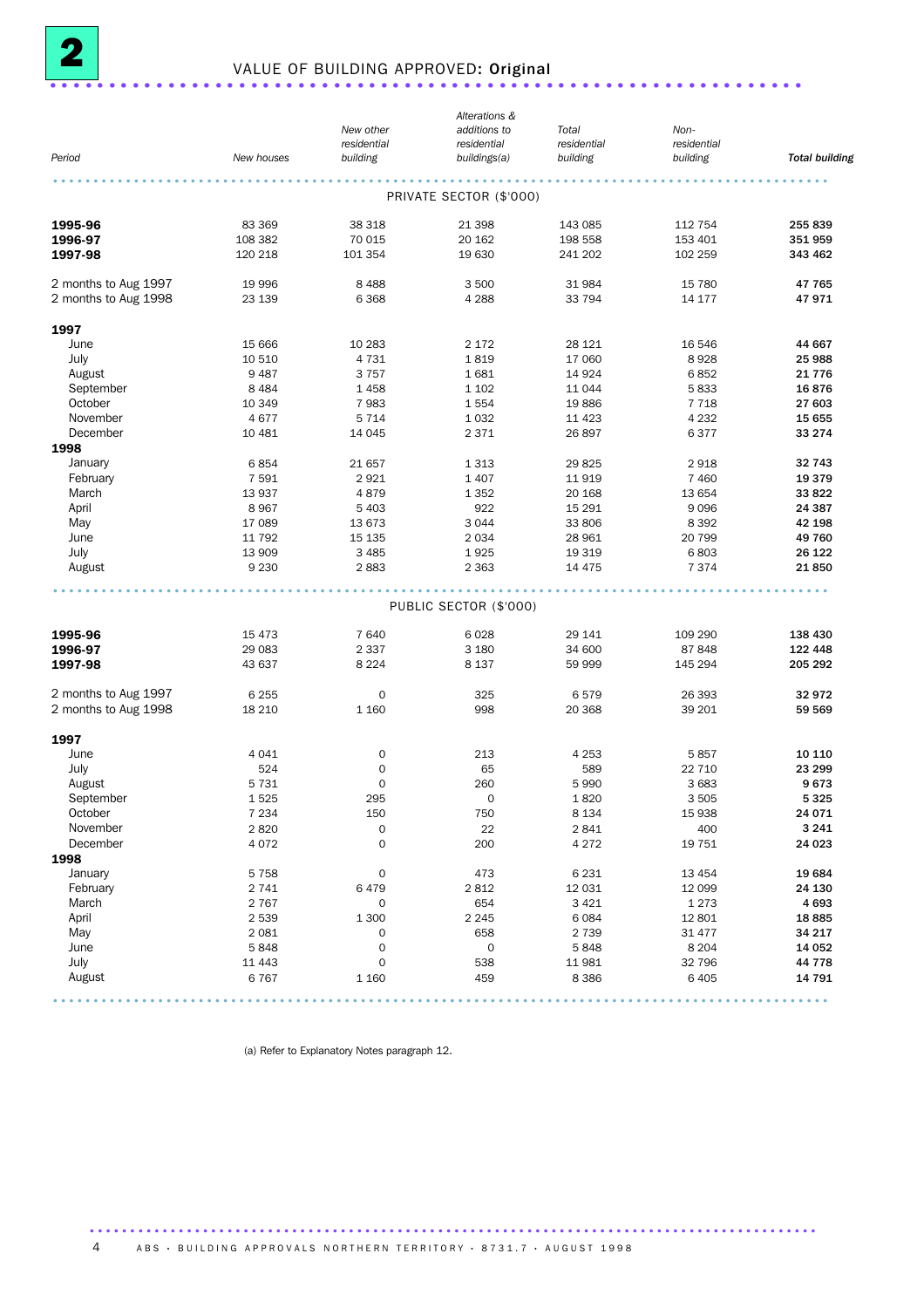# 2 VALUE OF BUILDING APPROVED: Original

| Period | New houses | New other residential building | Alterations & additions to residential buildings(a) | Total residential building | Non-residential building | ***Total building*** |
|---|---|---|---|---|---|---|
| | | | PRIVATE SECTOR ($'000) | | | |
| **1995-96** | 83 369 | 38 318 | 21 398 | 143 085 | 112 754 | **255 839** |
| **1996-97** | 108 382 | 70 015 | 20 162 | 198 558 | 153 401 | **351 959** |
| **1997-98** | 120 218 | 101 354 | 19 630 | 241 202 | 102 259 | **343 462** |
| 2 months to Aug 1997 | 19 996 | 8 488 | 3 500 | 31 984 | 15 780 | **47 765** |
| 2 months to Aug 1998 | 23 139 | 6 368 | 4 288 | 33 794 | 14 177 | **47 971** |
| **1997** | | | | | | |
| June | 15 666 | 10 283 | 2 172 | 28 121 | 16 546 | **44 667** |
| July | 10 510 | 4 731 | 1 819 | 17 060 | 8 928 | **25 988** |
| August | 9 487 | 3 757 | 1 681 | 14 924 | 6 852 | **21 776** |
| September | 8 484 | 1 458 | 1 102 | 11 044 | 5 833 | **16 876** |
| October | 10 349 | 7 983 | 1 554 | 19 886 | 7 718 | **27 603** |
| November | 4 677 | 5 714 | 1 032 | 11 423 | 4 232 | **15 655** |
| December | 10 481 | 14 045 | 2 371 | 26 897 | 6 377 | **33 274** |
| **1998** | | | | | | |
| January | 6 854 | 21 657 | 1 313 | 29 825 | 2 918 | **32 743** |
| February | 7 591 | 2 921 | 1 407 | 11 919 | 7 460 | **19 379** |
| March | 13 937 | 4 879 | 1 352 | 20 168 | 13 654 | **33 822** |
| April | 8 967 | 5 403 | 922 | 15 291 | 9 096 | **24 387** |
| May | 17 089 | 13 673 | 3 044 | 33 806 | 8 392 | **42 198** |
| June | 11 792 | 15 135 | 2 034 | 28 961 | 20 799 | **49 760** |
| July | 13 909 | 3 485 | 1 925 | 19 319 | 6 803 | **26 122** |
| August | 9 230 | 2 883 | 2 363 | 14 475 | 7 374 | **21 850** |
| | | | PUBLIC SECTOR ($'000) | | | |
| **1995-96** | 15 473 | 7 640 | 6 028 | 29 141 | 109 290 | **138 430** |
| **1996-97** | 29 083 | 2 337 | 3 180 | 34 600 | 87 848 | **122 448** |
| **1997-98** | 43 637 | 8 224 | 8 137 | 59 999 | 145 294 | **205 292** |
| 2 months to Aug 1997 | 6 255 | 0 | 325 | 6 579 | 26 393 | **32 972** |
| 2 months to Aug 1998 | 18 210 | 1 160 | 998 | 20 368 | 39 201 | **59 569** |
| **1997** | | | | | | |
| June | 4 041 | 0 | 213 | 4 253 | 5 857 | **10 110** |
| July | 524 | 0 | 65 | 589 | 22 710 | **23 299** |
| August | 5 731 | 0 | 260 | 5 990 | 3 683 | **9 673** |
| September | 1 525 | 295 | 0 | 1 820 | 3 505 | **5 325** |
| October | 7 234 | 150 | 750 | 8 134 | 15 938 | **24 071** |
| November | 2 820 | 0 | 22 | 2 841 | 400 | **3 241** |
| December | 4 072 | 0 | 200 | 4 272 | 19 751 | **24 023** |
| **1998** | | | | | | |
| January | 5 758 | 0 | 473 | 6 231 | 13 454 | **19 684** |
| February | 2 741 | 6 479 | 2 812 | 12 031 | 12 099 | **24 130** |
| March | 2 767 | 0 | 654 | 3 421 | 1 273 | **4 693** |
| April | 2 539 | 1 300 | 2 245 | 6 084 | 12 801 | **18 885** |
| May | 2 081 | 0 | 658 | 2 739 | 31 477 | **34 217** |
| June | 5 848 | 0 | 0 | 5 848 | 8 204 | **14 052** |
| July | 11 443 | 0 | 538 | 11 981 | 32 796 | **44 778** |
| August | 6 767 | 1 160 | 459 | 8 386 | 6 405 | **14 791** |

(a) Refer to Explanatory Notes paragraph 12.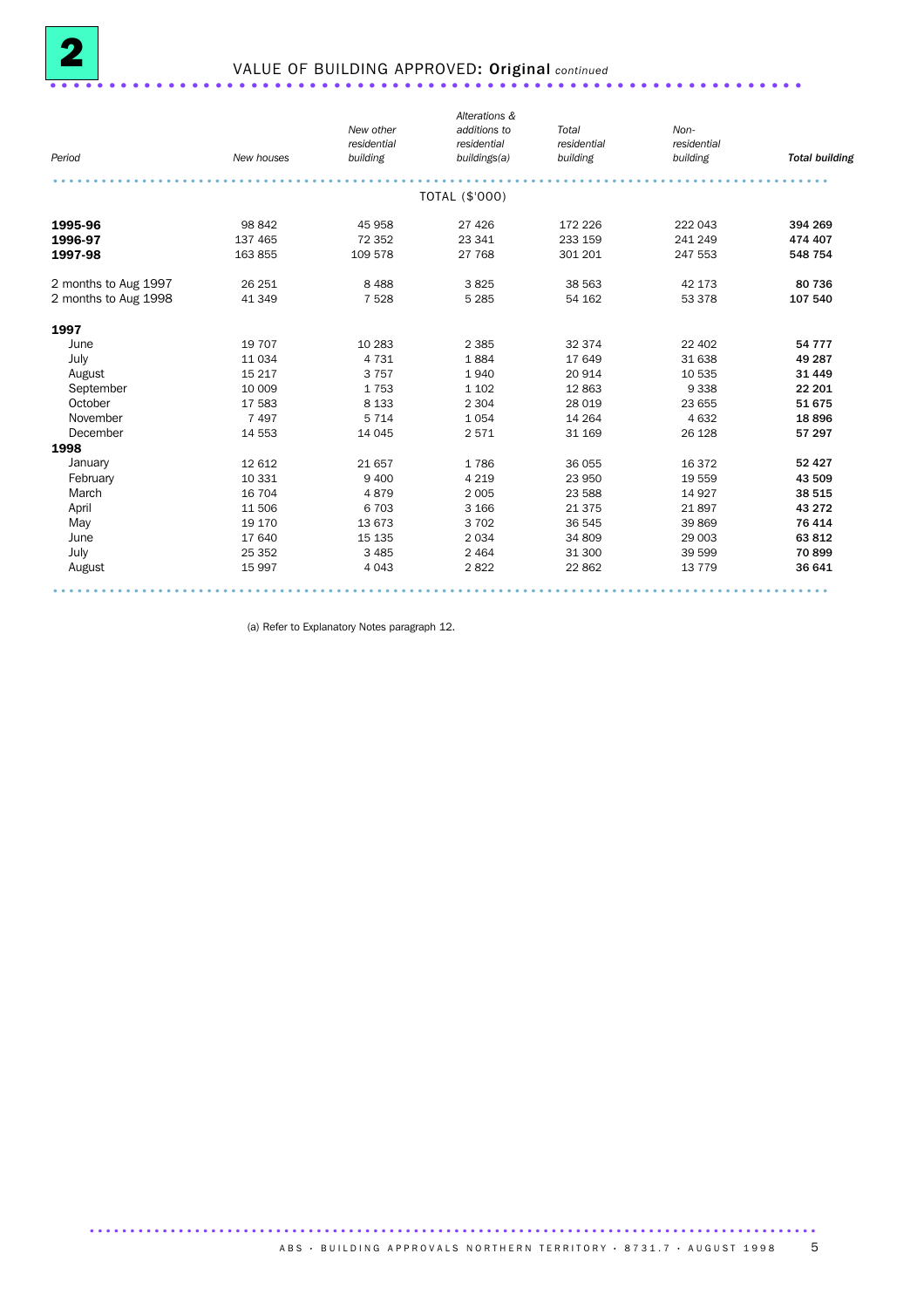# 2 VALUE OF BUILDING APPROVED: Original *continued*

| *Period* | *New houses* | *New other residential building* | *Alterations & additions to residential buildings(a)* | *Total residential building* | *Non-residential building* | ***Total building*** |
|---|---|---|---|---|---|---|
| | | | TOTAL ($'000) | | | |
| **1995-96** | 98 842 | 45 958 | 27 426 | 172 226 | 222 043 | **394 269** |
| **1996-97** | 137 465 | 72 352 | 23 341 | 233 159 | 241 249 | **474 407** |
| **1997-98** | 163 855 | 109 578 | 27 768 | 301 201 | 247 553 | **548 754** |
| 2 months to Aug 1997 | 26 251 | 8 488 | 3 825 | 38 563 | 42 173 | **80 736** |
| 2 months to Aug 1998 | 41 349 | 7 528 | 5 285 | 54 162 | 53 378 | **107 540** |
| **1997** | | | | | | |
| June | 19 707 | 10 283 | 2 385 | 32 374 | 22 402 | **54 777** |
| July | 11 034 | 4 731 | 1 884 | 17 649 | 31 638 | **49 287** |
| August | 15 217 | 3 757 | 1 940 | 20 914 | 10 535 | **31 449** |
| September | 10 009 | 1 753 | 1 102 | 12 863 | 9 338 | **22 201** |
| October | 17 583 | 8 133 | 2 304 | 28 019 | 23 655 | **51 675** |
| November | 7 497 | 5 714 | 1 054 | 14 264 | 4 632 | **18 896** |
| December | 14 553 | 14 045 | 2 571 | 31 169 | 26 128 | **57 297** |
| **1998** | | | | | | |
| January | 12 612 | 21 657 | 1 786 | 36 055 | 16 372 | **52 427** |
| February | 10 331 | 9 400 | 4 219 | 23 950 | 19 559 | **43 509** |
| March | 16 704 | 4 879 | 2 005 | 23 588 | 14 927 | **38 515** |
| April | 11 506 | 6 703 | 3 166 | 21 375 | 21 897 | **43 272** |
| May | 19 170 | 13 673 | 3 702 | 36 545 | 39 869 | **76 414** |
| June | 17 640 | 15 135 | 2 034 | 34 809 | 29 003 | **63 812** |
| July | 25 352 | 3 485 | 2 464 | 31 300 | 39 599 | **70 899** |
| August | 15 997 | 4 043 | 2 822 | 22 862 | 13 779 | **36 641** |

(a) Refer to Explanatory Notes paragraph 12.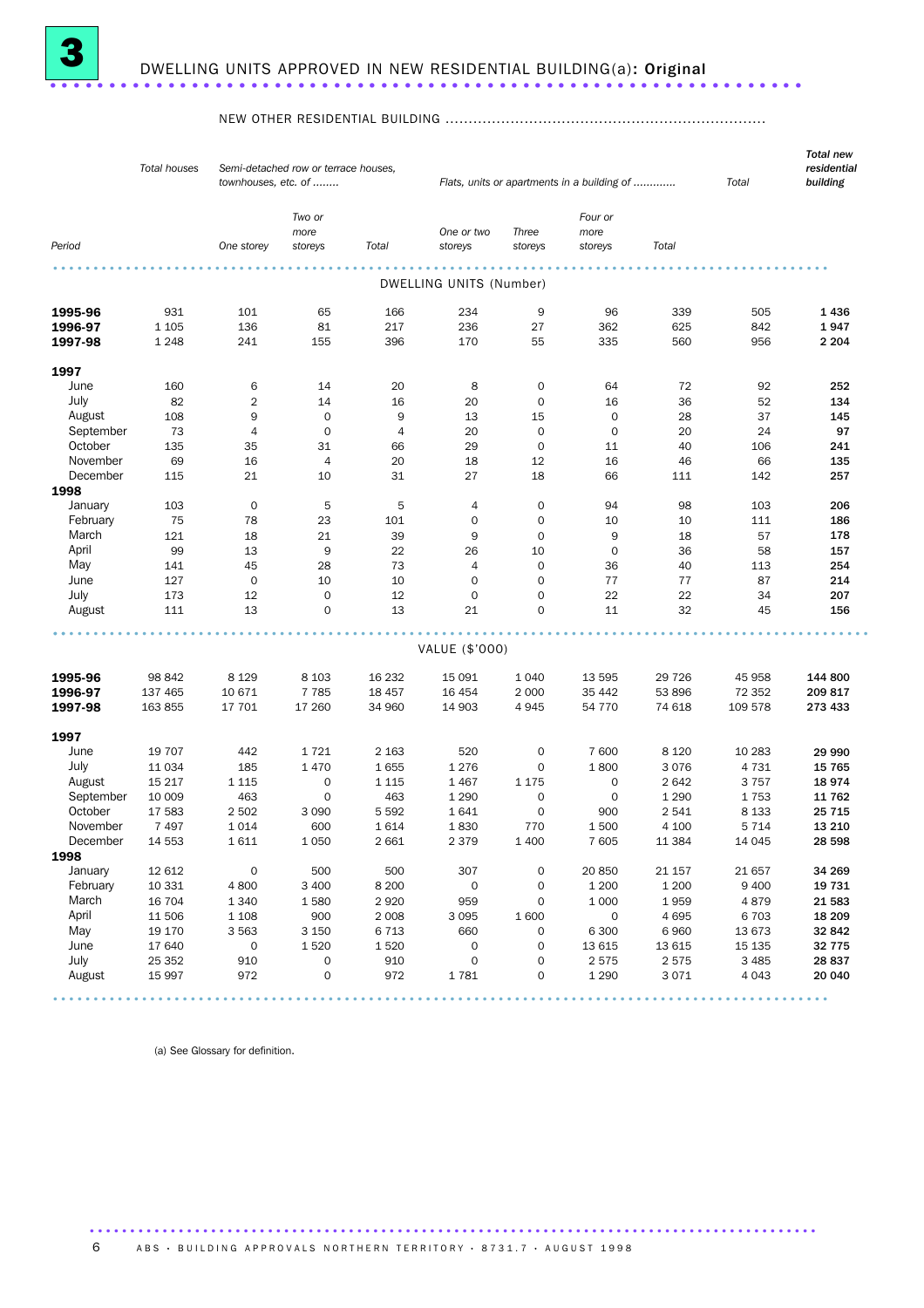# 3 DWELLING UNITS APPROVED IN NEW RESIDENTIAL BUILDING(a): Original

| Period | Total houses | NEW OTHER RESIDENTIAL BUILDING | | | | | | | | Total new residential building |
|---|---|---|---|---|---|---|---|---|---|---|
| | | *Semi-detached row or terrace houses, townhouses, etc. of ........* | | | *Flats, units or apartments in a building of ............* | | | | *Total* | |
| | | *One storey* | *Two or more storeys* | *Total* | *One or two storeys* | *Three storeys* | *Four or more storeys* | *Total* | | |
| **DWELLING UNITS (Number)** | | | | | | | | | | |
| **1995-96** | 931 | 101 | 65 | 166 | 234 | 9 | 96 | 339 | 505 | **1 436** |
| **1996-97** | 1 105 | 136 | 81 | 217 | 236 | 27 | 362 | 625 | 842 | **1 947** |
| **1997-98** | 1 248 | 241 | 155 | 396 | 170 | 55 | 335 | 560 | 956 | **2 204** |
| **1997** | | | | | | | | | | |
| June | 160 | 6 | 14 | 20 | 8 | 0 | 64 | 72 | 92 | **252** |
| July | 82 | 2 | 14 | 16 | 20 | 0 | 16 | 36 | 52 | **134** |
| August | 108 | 9 | 0 | 9 | 13 | 15 | 0 | 28 | 37 | **145** |
| September | 73 | 4 | 0 | 4 | 20 | 0 | 0 | 20 | 24 | **97** |
| October | 135 | 35 | 31 | 66 | 29 | 0 | 11 | 40 | 106 | **241** |
| November | 69 | 16 | 4 | 20 | 18 | 12 | 16 | 46 | 66 | **135** |
| December | 115 | 21 | 10 | 31 | 27 | 18 | 66 | 111 | 142 | **257** |
| **1998** | | | | | | | | | | |
| January | 103 | 0 | 5 | 5 | 4 | 0 | 94 | 98 | 103 | **206** |
| February | 75 | 78 | 23 | 101 | 0 | 0 | 10 | 10 | 111 | **186** |
| March | 121 | 18 | 21 | 39 | 9 | 0 | 9 | 18 | 57 | **178** |
| April | 99 | 13 | 9 | 22 | 26 | 10 | 0 | 36 | 58 | **157** |
| May | 141 | 45 | 28 | 73 | 4 | 0 | 36 | 40 | 113 | **254** |
| June | 127 | 0 | 10 | 10 | 0 | 0 | 77 | 77 | 87 | **214** |
| July | 173 | 12 | 0 | 12 | 0 | 0 | 22 | 22 | 34 | **207** |
| August | 111 | 13 | 0 | 13 | 21 | 0 | 11 | 32 | 45 | **156** |
| **VALUE ($'000)** | | | | | | | | | | |
| **1995-96** | 98 842 | 8 129 | 8 103 | 16 232 | 15 091 | 1 040 | 13 595 | 29 726 | 45 958 | **144 800** |
| **1996-97** | 137 465 | 10 671 | 7 785 | 18 457 | 16 454 | 2 000 | 35 442 | 53 896 | 72 352 | **209 817** |
| **1997-98** | 163 855 | 17 701 | 17 260 | 34 960 | 14 903 | 4 945 | 54 770 | 74 618 | 109 578 | **273 433** |
| **1997** | | | | | | | | | | |
| June | 19 707 | 442 | 1 721 | 2 163 | 520 | 0 | 7 600 | 8 120 | 10 283 | **29 990** |
| July | 11 034 | 185 | 1 470 | 1 655 | 1 276 | 0 | 1 800 | 3 076 | 4 731 | **15 765** |
| August | 15 217 | 1 115 | 0 | 1 115 | 1 467 | 1 175 | 0 | 2 642 | 3 757 | **18 974** |
| September | 10 009 | 463 | 0 | 463 | 1 290 | 0 | 0 | 1 290 | 1 753 | **11 762** |
| October | 17 583 | 2 502 | 3 090 | 5 592 | 1 641 | 0 | 900 | 2 541 | 8 133 | **25 715** |
| November | 7 497 | 1 014 | 600 | 1 614 | 1 830 | 770 | 1 500 | 4 100 | 5 714 | **13 210** |
| December | 14 553 | 1 611 | 1 050 | 2 661 | 2 379 | 1 400 | 7 605 | 11 384 | 14 045 | **28 598** |
| **1998** | | | | | | | | | | |
| January | 12 612 | 0 | 500 | 500 | 307 | 0 | 20 850 | 21 157 | 21 657 | **34 269** |
| February | 10 331 | 4 800 | 3 400 | 8 200 | 0 | 0 | 1 200 | 1 200 | 9 400 | **19 731** |
| March | 16 704 | 1 340 | 1 580 | 2 920 | 959 | 0 | 1 000 | 1 959 | 4 879 | **21 583** |
| April | 11 506 | 1 108 | 900 | 2 008 | 3 095 | 1 600 | 0 | 4 695 | 6 703 | **18 209** |
| May | 19 170 | 3 563 | 3 150 | 6 713 | 660 | 0 | 6 300 | 6 960 | 13 673 | **32 842** |
| June | 17 640 | 0 | 1 520 | 1 520 | 0 | 0 | 13 615 | 13 615 | 15 135 | **32 775** |
| July | 25 352 | 910 | 0 | 910 | 0 | 0 | 2 575 | 2 575 | 3 485 | **28 837** |
| August | 15 997 | 972 | 0 | 972 | 1 781 | 0 | 1 290 | 3 071 | 4 043 | **20 040** |

(a) See Glossary for definition.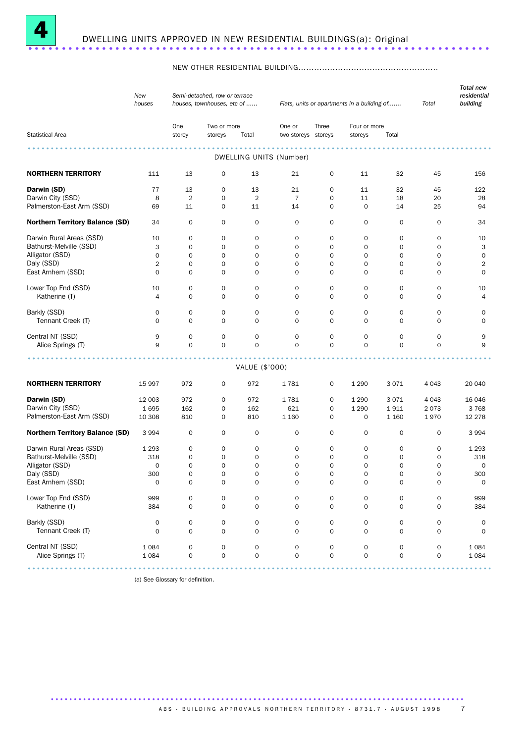# 4 DWELLING UNITS APPROVED IN NEW RESIDENTIAL BUILDINGS(a): Original

| Statistical Area | New houses | NEW OTHER RESIDENTIAL BUILDING — Semi-detached, row or terrace houses, townhouses, etc of ...... One storey | Two or more storeys | Total | Flats, units or apartments in a building of....... One or two storeys | Three storeys | Four or more storeys | Total | Total | Total new residential building |
|---|---|---|---|---|---|---|---|---|---|---|
| **DWELLING UNITS (Number)** | | | | | | | | | | |
| **NORTHERN TERRITORY** | 111 | 13 | 0 | 13 | 21 | 0 | 11 | 32 | 45 | 156 |
| **Darwin (SD)** | 77 | 13 | 0 | 13 | 21 | 0 | 11 | 32 | 45 | 122 |
| Darwin City (SSD) | 8 | 2 | 0 | 2 | 7 | 0 | 11 | 18 | 20 | 28 |
| Palmerston-East Arm (SSD) | 69 | 11 | 0 | 11 | 14 | 0 | 0 | 14 | 25 | 94 |
| **Northern Territory Balance (SD)** | 34 | 0 | 0 | 0 | 0 | 0 | 0 | 0 | 0 | 34 |
| Darwin Rural Areas (SSD) | 10 | 0 | 0 | 0 | 0 | 0 | 0 | 0 | 0 | 10 |
| Bathurst-Melville (SSD) | 3 | 0 | 0 | 0 | 0 | 0 | 0 | 0 | 0 | 3 |
| Alligator (SSD) | 0 | 0 | 0 | 0 | 0 | 0 | 0 | 0 | 0 | 0 |
| Daly (SSD) | 2 | 0 | 0 | 0 | 0 | 0 | 0 | 0 | 0 | 2 |
| East Arnhem (SSD) | 0 | 0 | 0 | 0 | 0 | 0 | 0 | 0 | 0 | 0 |
| Lower Top End (SSD) | 10 | 0 | 0 | 0 | 0 | 0 | 0 | 0 | 0 | 10 |
| Katherine (T) | 4 | 0 | 0 | 0 | 0 | 0 | 0 | 0 | 0 | 4 |
| Barkly (SSD) | 0 | 0 | 0 | 0 | 0 | 0 | 0 | 0 | 0 | 0 |
| Tennant Creek (T) | 0 | 0 | 0 | 0 | 0 | 0 | 0 | 0 | 0 | 0 |
| Central NT (SSD) | 9 | 0 | 0 | 0 | 0 | 0 | 0 | 0 | 0 | 9 |
| Alice Springs (T) | 9 | 0 | 0 | 0 | 0 | 0 | 0 | 0 | 0 | 9 |
| **VALUE ($'000)** | | | | | | | | | | |
| **NORTHERN TERRITORY** | 15 997 | 972 | 0 | 972 | 1 781 | 0 | 1 290 | 3 071 | 4 043 | 20 040 |
| **Darwin (SD)** | 12 003 | 972 | 0 | 972 | 1 781 | 0 | 1 290 | 3 071 | 4 043 | 16 046 |
| Darwin City (SSD) | 1 695 | 162 | 0 | 162 | 621 | 0 | 1 290 | 1 911 | 2 073 | 3 768 |
| Palmerston-East Arm (SSD) | 10 308 | 810 | 0 | 810 | 1 160 | 0 | 0 | 1 160 | 1 970 | 12 278 |
| **Northern Territory Balance (SD)** | 3 994 | 0 | 0 | 0 | 0 | 0 | 0 | 0 | 0 | 3 994 |
| Darwin Rural Areas (SSD) | 1 293 | 0 | 0 | 0 | 0 | 0 | 0 | 0 | 0 | 1 293 |
| Bathurst-Melville (SSD) | 318 | 0 | 0 | 0 | 0 | 0 | 0 | 0 | 0 | 318 |
| Alligator (SSD) | 0 | 0 | 0 | 0 | 0 | 0 | 0 | 0 | 0 | 0 |
| Daly (SSD) | 300 | 0 | 0 | 0 | 0 | 0 | 0 | 0 | 0 | 300 |
| East Arnhem (SSD) | 0 | 0 | 0 | 0 | 0 | 0 | 0 | 0 | 0 | 0 |
| Lower Top End (SSD) | 999 | 0 | 0 | 0 | 0 | 0 | 0 | 0 | 0 | 999 |
| Katherine (T) | 384 | 0 | 0 | 0 | 0 | 0 | 0 | 0 | 0 | 384 |
| Barkly (SSD) | 0 | 0 | 0 | 0 | 0 | 0 | 0 | 0 | 0 | 0 |
| Tennant Creek (T) | 0 | 0 | 0 | 0 | 0 | 0 | 0 | 0 | 0 | 0 |
| Central NT (SSD) | 1 084 | 0 | 0 | 0 | 0 | 0 | 0 | 0 | 0 | 1 084 |
| Alice Springs (T) | 1 084 | 0 | 0 | 0 | 0 | 0 | 0 | 0 | 0 | 1 084 |

(a) See Glossary for definition.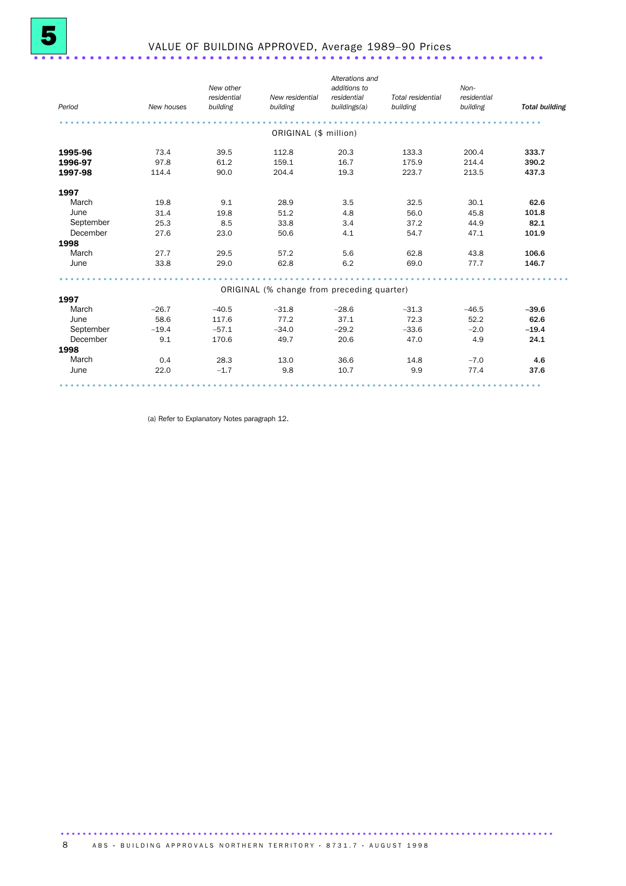# 5 VALUE OF BUILDING APPROVED, Average 1989–90 Prices

| Period | New houses | New other residential building | New residential building | Alterations and additions to residential buildings(a) | Total residential building | Non-residential building | **Total building** |
|---|---|---|---|---|---|---|---|
| | | | ORIGINAL ($ million) | | | | |
| **1995-96** | 73.4 | 39.5 | 112.8 | 20.3 | 133.3 | 200.4 | **333.7** |
| **1996-97** | 97.8 | 61.2 | 159.1 | 16.7 | 175.9 | 214.4 | **390.2** |
| **1997-98** | 114.4 | 90.0 | 204.4 | 19.3 | 223.7 | 213.5 | **437.3** |
| **1997** | | | | | | | |
| March | 19.8 | 9.1 | 28.9 | 3.5 | 32.5 | 30.1 | **62.6** |
| June | 31.4 | 19.8 | 51.2 | 4.8 | 56.0 | 45.8 | **101.8** |
| September | 25.3 | 8.5 | 33.8 | 3.4 | 37.2 | 44.9 | **82.1** |
| December | 27.6 | 23.0 | 50.6 | 4.1 | 54.7 | 47.1 | **101.9** |
| **1998** | | | | | | | |
| March | 27.7 | 29.5 | 57.2 | 5.6 | 62.8 | 43.8 | **106.6** |
| June | 33.8 | 29.0 | 62.8 | 6.2 | 69.0 | 77.7 | **146.7** |
| | | | ORIGINAL (% change from preceding quarter) | | | | |
| **1997** | | | | | | | |
| March | –26.7 | –40.5 | –31.8 | –28.6 | –31.3 | –46.5 | **–39.6** |
| June | 58.6 | 117.6 | 77.2 | 37.1 | 72.3 | 52.2 | **62.6** |
| September | –19.4 | –57.1 | –34.0 | –29.2 | –33.6 | –2.0 | **–19.4** |
| December | 9.1 | 170.6 | 49.7 | 20.6 | 47.0 | 4.9 | **24.1** |
| **1998** | | | | | | | |
| March | 0.4 | 28.3 | 13.0 | 36.6 | 14.8 | –7.0 | **4.6** |
| June | 22.0 | –1.7 | 9.8 | 10.7 | 9.9 | 77.4 | **37.6** |

(a) Refer to Explanatory Notes paragraph 12.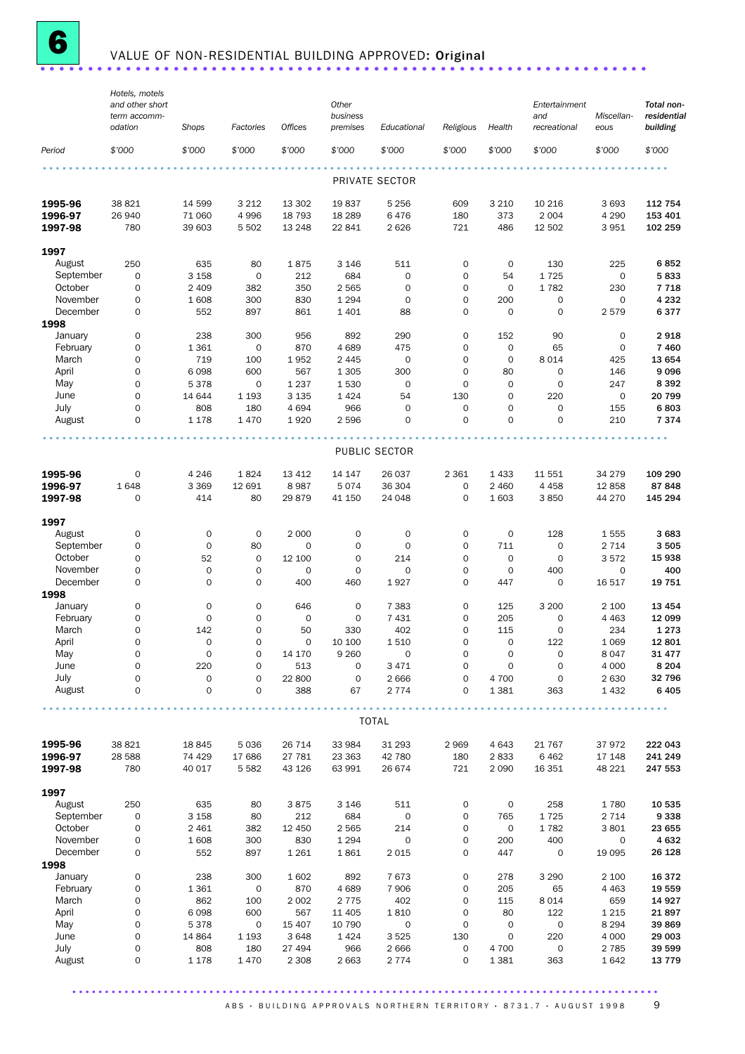# 6 VALUE OF NON-RESIDENTIAL BUILDING APPROVED: Original

| Period | Hotels, motels and other short term accommodation $'000 | Shops $'000 | Factories $'000 | Offices $'000 | Other business premises $'000 | Educational $'000 | Religious $'000 | Health $'000 | Entertainment and recreational $'000 | Miscellaneous $'000 | Total non-residential building $'000 |
|---|---|---|---|---|---|---|---|---|---|---|---|
| **PRIVATE SECTOR** | | | | | | | | | | | |
| **1995-96** | 38 821 | 14 599 | 3 212 | 13 302 | 19 837 | 5 256 | 609 | 3 210 | 10 216 | 3 693 | **112 754** |
| **1996-97** | 26 940 | 71 060 | 4 996 | 18 793 | 18 289 | 6 476 | 180 | 373 | 2 004 | 4 290 | **153 401** |
| **1997-98** | 780 | 39 603 | 5 502 | 13 248 | 22 841 | 2 626 | 721 | 486 | 12 502 | 3 951 | **102 259** |
| **1997** | | | | | | | | | | | |
| August | 250 | 635 | 80 | 1 875 | 3 146 | 511 | 0 | 0 | 130 | 225 | **6 852** |
| September | 0 | 3 158 | 0 | 212 | 684 | 0 | 0 | 54 | 1 725 | 0 | **5 833** |
| October | 0 | 2 409 | 382 | 350 | 2 565 | 0 | 0 | 0 | 1 782 | 230 | **7 718** |
| November | 0 | 1 608 | 300 | 830 | 1 294 | 0 | 0 | 200 | 0 | 0 | **4 232** |
| December | 0 | 552 | 897 | 861 | 1 401 | 88 | 0 | 0 | 0 | 2 579 | **6 377** |
| **1998** | | | | | | | | | | | |
| January | 0 | 238 | 300 | 956 | 892 | 290 | 0 | 152 | 90 | 0 | **2 918** |
| February | 0 | 1 361 | 0 | 870 | 4 689 | 475 | 0 | 0 | 65 | 0 | **7 460** |
| March | 0 | 719 | 100 | 1 952 | 2 445 | 0 | 0 | 0 | 8 014 | 425 | **13 654** |
| April | 0 | 6 098 | 600 | 567 | 1 305 | 300 | 0 | 80 | 0 | 146 | **9 096** |
| May | 0 | 5 378 | 0 | 1 237 | 1 530 | 0 | 0 | 0 | 0 | 247 | **8 392** |
| June | 0 | 14 644 | 1 193 | 3 135 | 1 424 | 54 | 130 | 0 | 220 | 0 | **20 799** |
| July | 0 | 808 | 180 | 4 694 | 966 | 0 | 0 | 0 | 0 | 155 | **6 803** |
| August | 0 | 1 178 | 1 470 | 1 920 | 2 596 | 0 | 0 | 0 | 0 | 210 | **7 374** |
| **PUBLIC SECTOR** | | | | | | | | | | | |
| **1995-96** | 0 | 4 246 | 1 824 | 13 412 | 14 147 | 26 037 | 2 361 | 1 433 | 11 551 | 34 279 | **109 290** |
| **1996-97** | 1 648 | 3 369 | 12 691 | 8 987 | 5 074 | 36 304 | 0 | 2 460 | 4 458 | 12 858 | **87 848** |
| **1997-98** | 0 | 414 | 80 | 29 879 | 41 150 | 24 048 | 0 | 1 603 | 3 850 | 44 270 | **145 294** |
| **1997** | | | | | | | | | | | |
| August | 0 | 0 | 0 | 2 000 | 0 | 0 | 0 | 0 | 128 | 1 555 | **3 683** |
| September | 0 | 0 | 80 | 0 | 0 | 0 | 0 | 711 | 0 | 2 714 | **3 505** |
| October | 0 | 52 | 0 | 12 100 | 0 | 214 | 0 | 0 | 0 | 3 572 | **15 938** |
| November | 0 | 0 | 0 | 0 | 0 | 0 | 0 | 0 | 400 | 0 | **400** |
| December | 0 | 0 | 0 | 400 | 460 | 1 927 | 0 | 447 | 0 | 16 517 | **19 751** |
| **1998** | | | | | | | | | | | |
| January | 0 | 0 | 0 | 646 | 0 | 7 383 | 0 | 125 | 3 200 | 2 100 | **13 454** |
| February | 0 | 0 | 0 | 0 | 0 | 7 431 | 0 | 205 | 0 | 4 463 | **12 099** |
| March | 0 | 142 | 0 | 50 | 330 | 402 | 0 | 115 | 0 | 234 | **1 273** |
| April | 0 | 0 | 0 | 0 | 10 100 | 1 510 | 0 | 0 | 122 | 1 069 | **12 801** |
| May | 0 | 0 | 0 | 14 170 | 9 260 | 0 | 0 | 0 | 0 | 8 047 | **31 477** |
| June | 0 | 220 | 0 | 513 | 0 | 3 471 | 0 | 0 | 0 | 4 000 | **8 204** |
| July | 0 | 0 | 0 | 22 800 | 0 | 2 666 | 0 | 4 700 | 0 | 2 630 | **32 796** |
| August | 0 | 0 | 0 | 388 | 67 | 2 774 | 0 | 1 381 | 363 | 1 432 | **6 405** |
| **TOTAL** | | | | | | | | | | | |
| **1995-96** | 38 821 | 18 845 | 5 036 | 26 714 | 33 984 | 31 293 | 2 969 | 4 643 | 21 767 | 37 972 | **222 043** |
| **1996-97** | 28 588 | 74 429 | 17 686 | 27 781 | 23 363 | 42 780 | 180 | 2 833 | 6 462 | 17 148 | **241 249** |
| **1997-98** | 780 | 40 017 | 5 582 | 43 126 | 63 991 | 26 674 | 721 | 2 090 | 16 351 | 48 221 | **247 553** |
| **1997** | | | | | | | | | | | |
| August | 250 | 635 | 80 | 3 875 | 3 146 | 511 | 0 | 0 | 258 | 1 780 | **10 535** |
| September | 0 | 3 158 | 80 | 212 | 684 | 0 | 0 | 765 | 1 725 | 2 714 | **9 338** |
| October | 0 | 2 461 | 382 | 12 450 | 2 565 | 214 | 0 | 0 | 1 782 | 3 801 | **23 655** |
| November | 0 | 1 608 | 300 | 830 | 1 294 | 0 | 0 | 200 | 400 | 0 | **4 632** |
| December | 0 | 552 | 897 | 1 261 | 1 861 | 2 015 | 0 | 447 | 0 | 19 095 | **26 128** |
| **1998** | | | | | | | | | | | |
| January | 0 | 238 | 300 | 1 602 | 892 | 7 673 | 0 | 278 | 3 290 | 2 100 | **16 372** |
| February | 0 | 1 361 | 0 | 870 | 4 689 | 7 906 | 0 | 205 | 65 | 4 463 | **19 559** |
| March | 0 | 862 | 100 | 2 002 | 2 775 | 402 | 0 | 115 | 8 014 | 659 | **14 927** |
| April | 0 | 6 098 | 600 | 567 | 11 405 | 1 810 | 0 | 80 | 122 | 1 215 | **21 897** |
| May | 0 | 5 378 | 0 | 15 407 | 10 790 | 0 | 0 | 0 | 0 | 8 294 | **39 869** |
| June | 0 | 14 864 | 1 193 | 3 648 | 1 424 | 3 525 | 130 | 0 | 220 | 4 000 | **29 003** |
| July | 0 | 808 | 180 | 27 494 | 966 | 2 666 | 0 | 4 700 | 0 | 2 785 | **39 599** |
| August | 0 | 1 178 | 1 470 | 2 308 | 2 663 | 2 774 | 0 | 1 381 | 363 | 1 642 | **13 779** |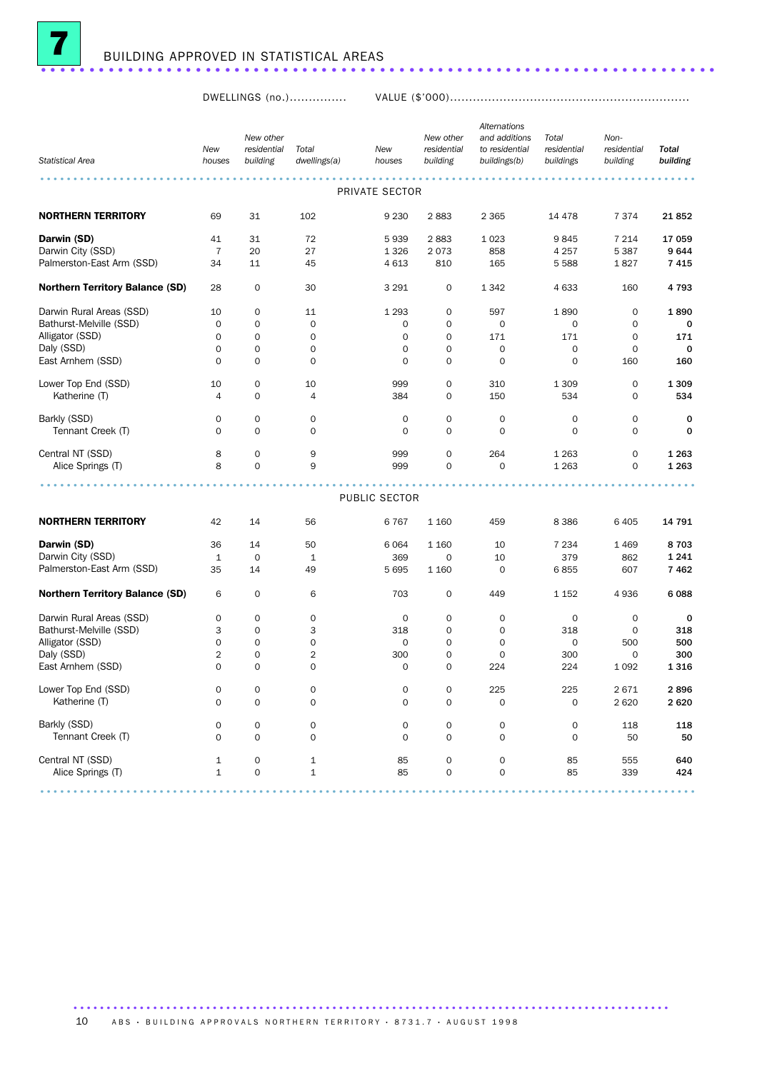# 7 BUILDING APPROVED IN STATISTICAL AREAS

| Statistical Area | DWELLINGS (no.) New houses | New other residential building | Total dwellings(a) | VALUE ($'000) New houses | New other residential building | Alternations and additions to residential buildings(b) | Total residential buildings | Non-residential building | Total building |
|---|---|---|---|---|---|---|---|---|---|
| **PRIVATE SECTOR** | | | | | | | | | |
| **NORTHERN TERRITORY** | 69 | 31 | 102 | 9 230 | 2 883 | 2 365 | 14 478 | 7 374 | **21 852** |
| **Darwin (SD)** | 41 | 31 | 72 | 5 939 | 2 883 | 1 023 | 9 845 | 7 214 | **17 059** |
| Darwin City (SSD) | 7 | 20 | 27 | 1 326 | 2 073 | 858 | 4 257 | 5 387 | **9 644** |
| Palmerston-East Arm (SSD) | 34 | 11 | 45 | 4 613 | 810 | 165 | 5 588 | 1 827 | **7 415** |
| **Northern Territory Balance (SD)** | 28 | 0 | 30 | 3 291 | 0 | 1 342 | 4 633 | 160 | **4 793** |
| Darwin Rural Areas (SSD) | 10 | 0 | 11 | 1 293 | 0 | 597 | 1 890 | 0 | **1 890** |
| Bathurst-Melville (SSD) | 0 | 0 | 0 | 0 | 0 | 0 | 0 | 0 | **0** |
| Alligator (SSD) | 0 | 0 | 0 | 0 | 0 | 171 | 171 | 0 | **171** |
| Daly (SSD) | 0 | 0 | 0 | 0 | 0 | 0 | 0 | 0 | **0** |
| East Arnhem (SSD) | 0 | 0 | 0 | 0 | 0 | 0 | 0 | 160 | **160** |
| Lower Top End (SSD) | 10 | 0 | 10 | 999 | 0 | 310 | 1 309 | 0 | **1 309** |
| Katherine (T) | 4 | 0 | 4 | 384 | 0 | 150 | 534 | 0 | **534** |
| Barkly (SSD) | 0 | 0 | 0 | 0 | 0 | 0 | 0 | 0 | **0** |
| Tennant Creek (T) | 0 | 0 | 0 | 0 | 0 | 0 | 0 | 0 | **0** |
| Central NT (SSD) | 8 | 0 | 9 | 999 | 0 | 264 | 1 263 | 0 | **1 263** |
| Alice Springs (T) | 8 | 0 | 9 | 999 | 0 | 0 | 1 263 | 0 | **1 263** |
| **PUBLIC SECTOR** | | | | | | | | | |
| **NORTHERN TERRITORY** | 42 | 14 | 56 | 6 767 | 1 160 | 459 | 8 386 | 6 405 | **14 791** |
| **Darwin (SD)** | 36 | 14 | 50 | 6 064 | 1 160 | 10 | 7 234 | 1 469 | **8 703** |
| Darwin City (SSD) | 1 | 0 | 1 | 369 | 0 | 10 | 379 | 862 | **1 241** |
| Palmerston-East Arm (SSD) | 35 | 14 | 49 | 5 695 | 1 160 | 0 | 6 855 | 607 | **7 462** |
| **Northern Territory Balance (SD)** | 6 | 0 | 6 | 703 | 0 | 449 | 1 152 | 4 936 | **6 088** |
| Darwin Rural Areas (SSD) | 0 | 0 | 0 | 0 | 0 | 0 | 0 | 0 | **0** |
| Bathurst-Melville (SSD) | 3 | 0 | 3 | 318 | 0 | 0 | 318 | 0 | **318** |
| Alligator (SSD) | 0 | 0 | 0 | 0 | 0 | 0 | 0 | 500 | **500** |
| Daly (SSD) | 2 | 0 | 2 | 300 | 0 | 0 | 300 | 0 | **300** |
| East Arnhem (SSD) | 0 | 0 | 0 | 0 | 0 | 224 | 224 | 1 092 | **1 316** |
| Lower Top End (SSD) | 0 | 0 | 0 | 0 | 0 | 225 | 225 | 2 671 | **2 896** |
| Katherine (T) | 0 | 0 | 0 | 0 | 0 | 0 | 0 | 2 620 | **2 620** |
| Barkly (SSD) | 0 | 0 | 0 | 0 | 0 | 0 | 0 | 118 | **118** |
| Tennant Creek (T) | 0 | 0 | 0 | 0 | 0 | 0 | 0 | 50 | **50** |
| Central NT (SSD) | 1 | 0 | 1 | 85 | 0 | 0 | 85 | 555 | **640** |
| Alice Springs (T) | 1 | 0 | 1 | 85 | 0 | 0 | 85 | 339 | **424** |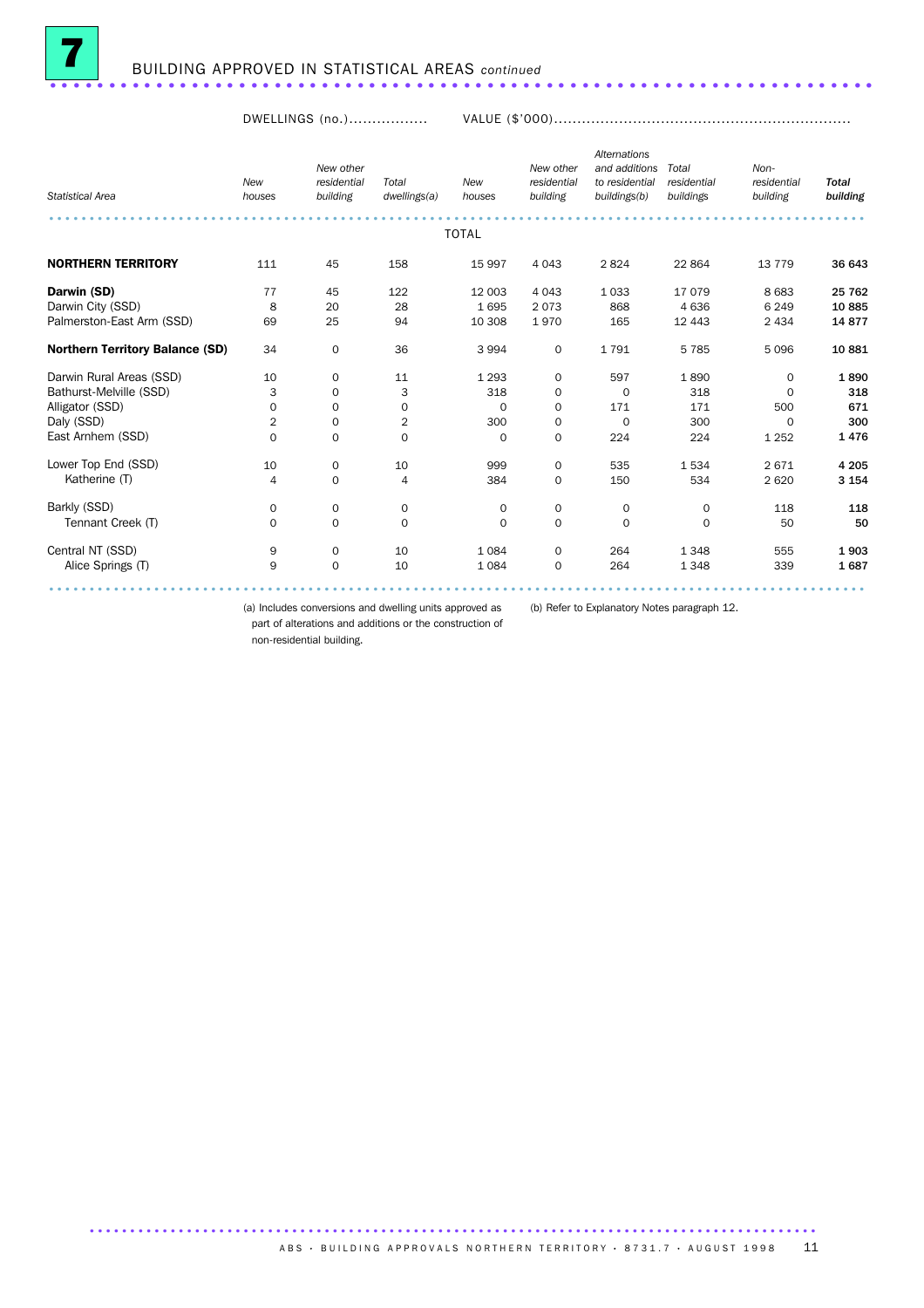# 7 BUILDING APPROVED IN STATISTICAL AREAS *continued*

| | DWELLINGS (no.) | | | VALUE ($'000) | | | | | |
|---|---|---|---|---|---|---|---|---|---|
| *Statistical Area* | *New houses* | *New other residential building* | *Total dwellings(a)* | *New houses* | *New other residential building* | *Alternations and additions to residential buildings(b)* | *Total residential buildings* | *Non-residential building* | ***Total building*** |
| | | | | TOTAL | | | | | |
| **NORTHERN TERRITORY** | 111 | 45 | 158 | 15 997 | 4 043 | 2 824 | 22 864 | 13 779 | **36 643** |
| **Darwin (SD)** | 77 | 45 | 122 | 12 003 | 4 043 | 1 033 | 17 079 | 8 683 | **25 762** |
| Darwin City (SSD) | 8 | 20 | 28 | 1 695 | 2 073 | 868 | 4 636 | 6 249 | **10 885** |
| Palmerston-East Arm (SSD) | 69 | 25 | 94 | 10 308 | 1 970 | 165 | 12 443 | 2 434 | **14 877** |
| **Northern Territory Balance (SD)** | 34 | 0 | 36 | 3 994 | 0 | 1 791 | 5 785 | 5 096 | **10 881** |
| Darwin Rural Areas (SSD) | 10 | 0 | 11 | 1 293 | 0 | 597 | 1 890 | 0 | **1 890** |
| Bathurst-Melville (SSD) | 3 | 0 | 3 | 318 | 0 | 0 | 318 | 0 | **318** |
| Alligator (SSD) | 0 | 0 | 0 | 0 | 0 | 171 | 171 | 500 | **671** |
| Daly (SSD) | 2 | 0 | 2 | 300 | 0 | 0 | 300 | 0 | **300** |
| East Arnhem (SSD) | 0 | 0 | 0 | 0 | 0 | 224 | 224 | 1 252 | **1 476** |
| Lower Top End (SSD) | 10 | 0 | 10 | 999 | 0 | 535 | 1 534 | 2 671 | **4 205** |
| Katherine (T) | 4 | 0 | 4 | 384 | 0 | 150 | 534 | 2 620 | **3 154** |
| Barkly (SSD) | 0 | 0 | 0 | 0 | 0 | 0 | 0 | 118 | **118** |
| Tennant Creek (T) | 0 | 0 | 0 | 0 | 0 | 0 | 0 | 50 | **50** |
| Central NT (SSD) | 9 | 0 | 10 | 1 084 | 0 | 264 | 1 348 | 555 | **1 903** |
| Alice Springs (T) | 9 | 0 | 10 | 1 084 | 0 | 264 | 1 348 | 339 | **1 687** |

(a) Includes conversions and dwelling units approved as part of alterations and additions or the construction of non-residential building.

(b) Refer to Explanatory Notes paragraph 12.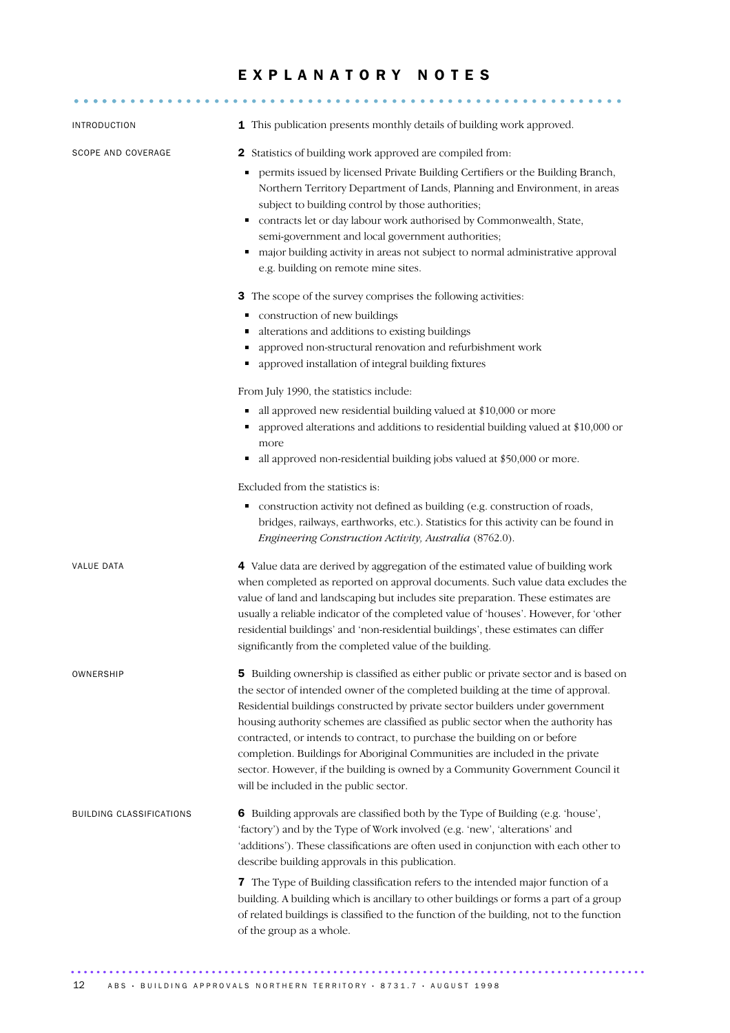# EXPLANATORY NOTES

## INTRODUCTION

**1** This publication presents monthly details of building work approved.

## SCOPE AND COVERAGE

**2** Statistics of building work approved are compiled from:

- permits issued by licensed Private Building Certifiers or the Building Branch, Northern Territory Department of Lands, Planning and Environment, in areas subject to building control by those authorities;
- contracts let or day labour work authorised by Commonwealth, State, semi-government and local government authorities;
- major building activity in areas not subject to normal administrative approval e.g. building on remote mine sites.

**3** The scope of the survey comprises the following activities:

- construction of new buildings
- alterations and additions to existing buildings
- approved non-structural renovation and refurbishment work
- approved installation of integral building fixtures

From July 1990, the statistics include:

- all approved new residential building valued at $10,000 or more
- approved alterations and additions to residential building valued at $10,000 or more
- all approved non-residential building jobs valued at $50,000 or more.

Excluded from the statistics is:

- construction activity not defined as building (e.g. construction of roads, bridges, railways, earthworks, etc.). Statistics for this activity can be found in *Engineering Construction Activity, Australia* (8762.0).

## VALUE DATA

**4** Value data are derived by aggregation of the estimated value of building work when completed as reported on approval documents. Such value data excludes the value of land and landscaping but includes site preparation. These estimates are usually a reliable indicator of the completed value of 'houses'. However, for 'other residential buildings' and 'non-residential buildings', these estimates can differ significantly from the completed value of the building.

## OWNERSHIP

**5** Building ownership is classified as either public or private sector and is based on the sector of intended owner of the completed building at the time of approval. Residential buildings constructed by private sector builders under government housing authority schemes are classified as public sector when the authority has contracted, or intends to contract, to purchase the building on or before completion. Buildings for Aboriginal Communities are included in the private sector. However, if the building is owned by a Community Government Council it will be included in the public sector.

## BUILDING CLASSIFICATIONS

**6** Building approvals are classified both by the Type of Building (e.g. 'house', 'factory') and by the Type of Work involved (e.g. 'new', 'alterations' and 'additions'). These classifications are often used in conjunction with each other to describe building approvals in this publication.

**7** The Type of Building classification refers to the intended major function of a building. A building which is ancillary to other buildings or forms a part of a group of related buildings is classified to the function of the building, not to the function of the group as a whole.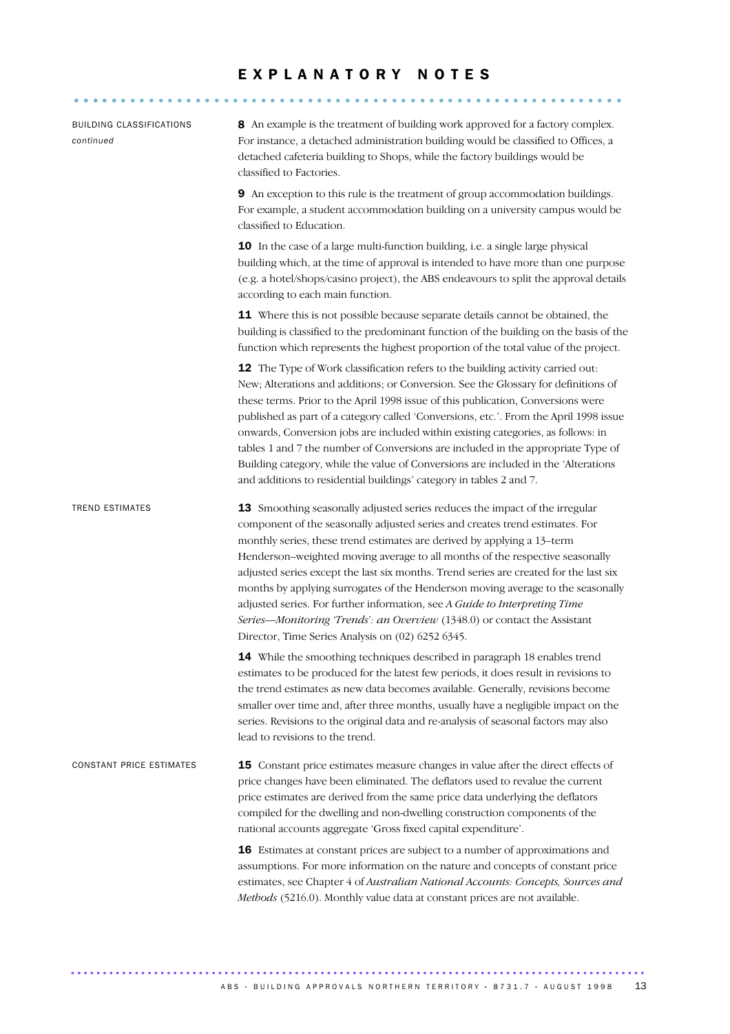# EXPLANATORY NOTES

BUILDING CLASSIFICATIONS *continued*

**8** An example is the treatment of building work approved for a factory complex. For instance, a detached administration building would be classified to Offices, a detached cafeteria building to Shops, while the factory buildings would be classified to Factories.

**9** An exception to this rule is the treatment of group accommodation buildings. For example, a student accommodation building on a university campus would be classified to Education.

**10** In the case of a large multi-function building, i.e. a single large physical building which, at the time of approval is intended to have more than one purpose (e.g. a hotel/shops/casino project), the ABS endeavours to split the approval details according to each main function.

**11** Where this is not possible because separate details cannot be obtained, the building is classified to the predominant function of the building on the basis of the function which represents the highest proportion of the total value of the project.

**12** The Type of Work classification refers to the building activity carried out: New; Alterations and additions; or Conversion. See the Glossary for definitions of these terms. Prior to the April 1998 issue of this publication, Conversions were published as part of a category called 'Conversions, etc.'. From the April 1998 issue onwards, Conversion jobs are included within existing categories, as follows: in tables 1 and 7 the number of Conversions are included in the appropriate Type of Building category, while the value of Conversions are included in the 'Alterations and additions to residential buildings' category in tables 2 and 7.

TREND ESTIMATES

**13** Smoothing seasonally adjusted series reduces the impact of the irregular component of the seasonally adjusted series and creates trend estimates. For monthly series, these trend estimates are derived by applying a 13–term Henderson–weighted moving average to all months of the respective seasonally adjusted series except the last six months. Trend series are created for the last six months by applying surrogates of the Henderson moving average to the seasonally adjusted series. For further information, see *A Guide to Interpreting Time Series—Monitoring 'Trends': an Overview* (1348.0) or contact the Assistant Director, Time Series Analysis on (02) 6252 6345.

**14** While the smoothing techniques described in paragraph 18 enables trend estimates to be produced for the latest few periods, it does result in revisions to the trend estimates as new data becomes available. Generally, revisions become smaller over time and, after three months, usually have a negligible impact on the series. Revisions to the original data and re-analysis of seasonal factors may also lead to revisions to the trend.

CONSTANT PRICE ESTIMATES

**15** Constant price estimates measure changes in value after the direct effects of price changes have been eliminated. The deflators used to revalue the current price estimates are derived from the same price data underlying the deflators compiled for the dwelling and non-dwelling construction components of the national accounts aggregate 'Gross fixed capital expenditure'.

**16** Estimates at constant prices are subject to a number of approximations and assumptions. For more information on the nature and concepts of constant price estimates, see Chapter 4 of *Australian National Accounts: Concepts, Sources and Methods* (5216.0). Monthly value data at constant prices are not available.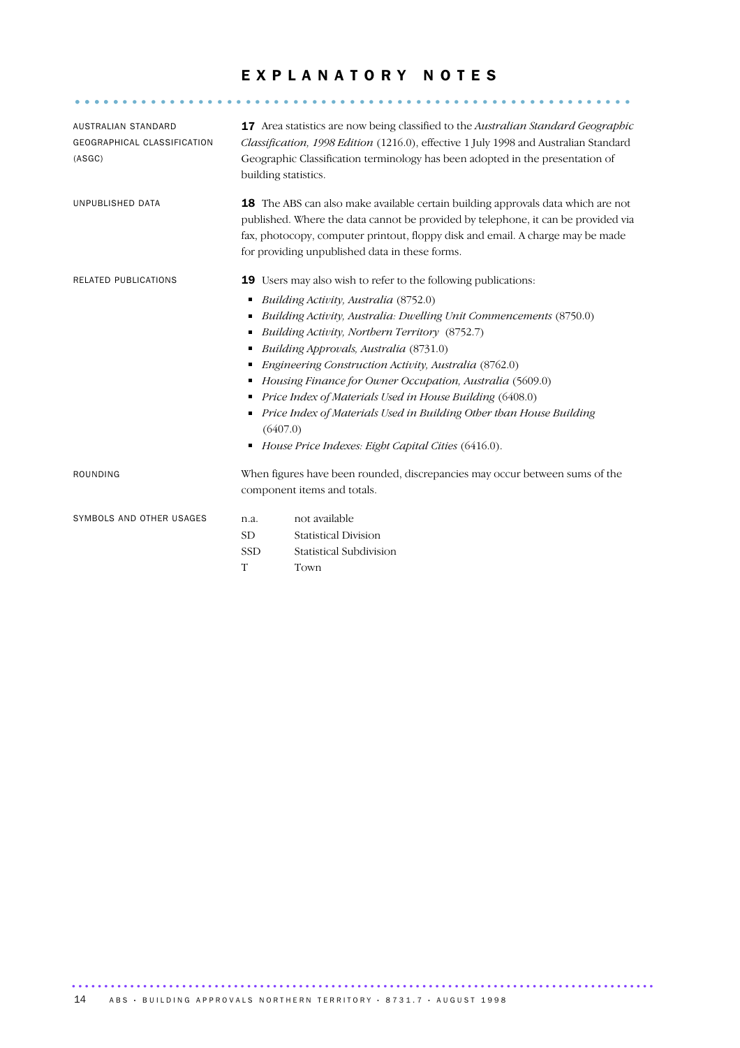# EXPLANATORY NOTES

**AUSTRALIAN STANDARD GEOGRAPHICAL CLASSIFICATION (ASGC)**

**17** Area statistics are now being classified to the *Australian Standard Geographic Classification, 1998 Edition* (1216.0), effective 1 July 1998 and Australian Standard Geographic Classification terminology has been adopted in the presentation of building statistics.

**UNPUBLISHED DATA**

**18** The ABS can also make available certain building approvals data which are not published. Where the data cannot be provided by telephone, it can be provided via fax, photocopy, computer printout, floppy disk and email. A charge may be made for providing unpublished data in these forms.

**RELATED PUBLICATIONS**

**19** Users may also wish to refer to the following publications:

- *Building Activity, Australia* (8752.0)
- *Building Activity, Australia: Dwelling Unit Commencements* (8750.0)
- *Building Activity, Northern Territory* (8752.7)
- *Building Approvals, Australia* (8731.0)
- *Engineering Construction Activity, Australia* (8762.0)
- *Housing Finance for Owner Occupation, Australia* (5609.0)
- *Price Index of Materials Used in House Building* (6408.0)
- *Price Index of Materials Used in Building Other than House Building* (6407.0)
- *House Price Indexes: Eight Capital Cities* (6416.0).

**ROUNDING**

When figures have been rounded, discrepancies may occur between sums of the component items and totals.

**SYMBOLS AND OTHER USAGES**

| | |
|---|---|
| n.a. | not available |
| SD | Statistical Division |
| SSD | Statistical Subdivision |
| T | Town |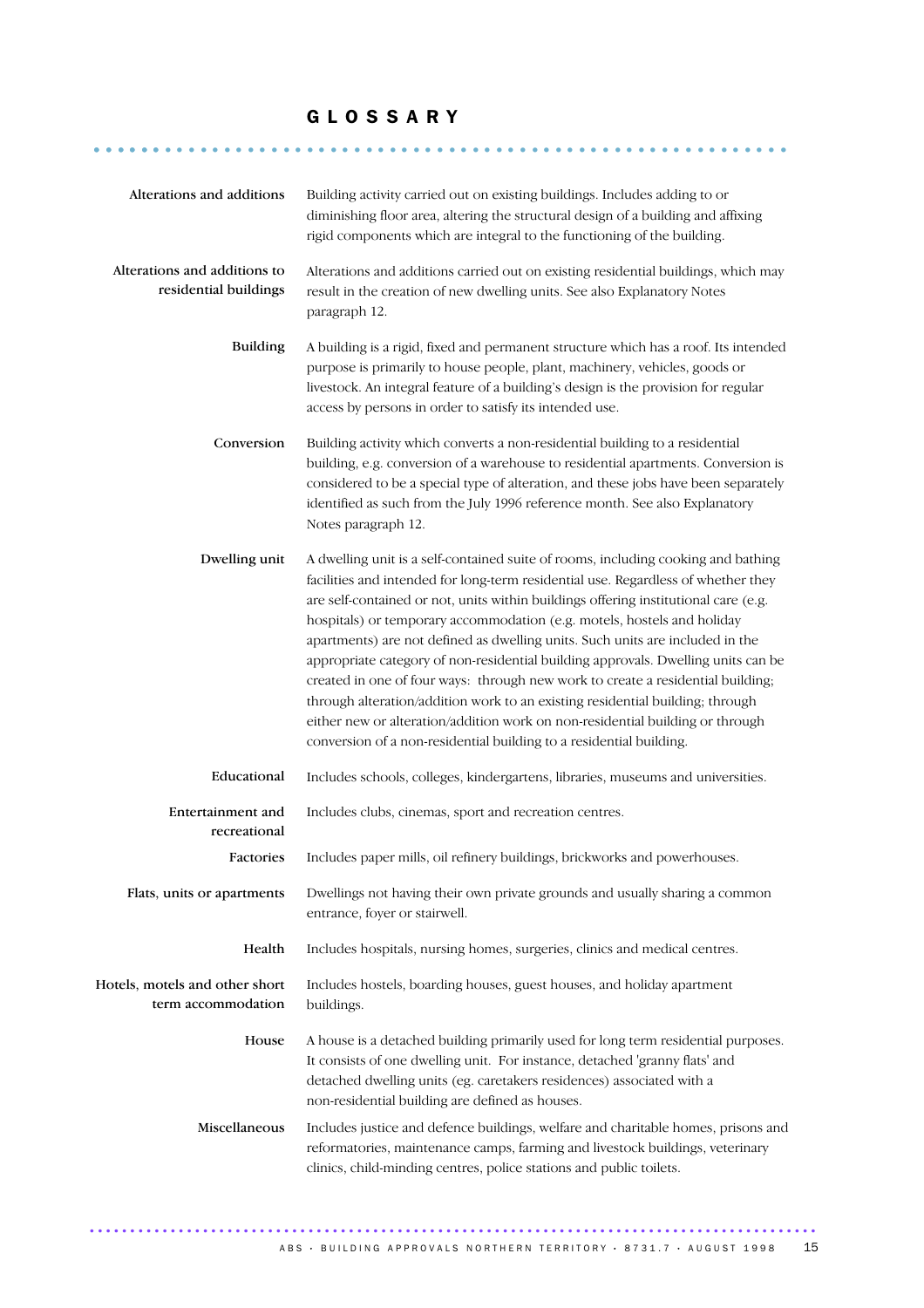# GLOSSARY

**Alterations and additions**
Building activity carried out on existing buildings. Includes adding to or diminishing floor area, altering the structural design of a building and affixing rigid components which are integral to the functioning of the building.

**Alterations and additions to residential buildings**
Alterations and additions carried out on existing residential buildings, which may result in the creation of new dwelling units. See also Explanatory Notes paragraph 12.

**Building**
A building is a rigid, fixed and permanent structure which has a roof. Its intended purpose is primarily to house people, plant, machinery, vehicles, goods or livestock. An integral feature of a building's design is the provision for regular access by persons in order to satisfy its intended use.

**Conversion**
Building activity which converts a non-residential building to a residential building, e.g. conversion of a warehouse to residential apartments. Conversion is considered to be a special type of alteration, and these jobs have been separately identified as such from the July 1996 reference month. See also Explanatory Notes paragraph 12.

**Dwelling unit**
A dwelling unit is a self-contained suite of rooms, including cooking and bathing facilities and intended for long-term residential use. Regardless of whether they are self-contained or not, units within buildings offering institutional care (e.g. hospitals) or temporary accommodation (e.g. motels, hostels and holiday apartments) are not defined as dwelling units. Such units are included in the appropriate category of non-residential building approvals. Dwelling units can be created in one of four ways: through new work to create a residential building; through alteration/addition work to an existing residential building; through either new or alteration/addition work on non-residential building or through conversion of a non-residential building to a residential building.

**Educational**
Includes schools, colleges, kindergartens, libraries, museums and universities.

**Entertainment and recreational**
Includes clubs, cinemas, sport and recreation centres.

**Factories**
Includes paper mills, oil refinery buildings, brickworks and powerhouses.

**Flats, units or apartments**
Dwellings not having their own private grounds and usually sharing a common entrance, foyer or stairwell.

**Health**
Includes hospitals, nursing homes, surgeries, clinics and medical centres.

**Hotels, motels and other short term accommodation**
Includes hostels, boarding houses, guest houses, and holiday apartment buildings.

**House**
A house is a detached building primarily used for long term residential purposes. It consists of one dwelling unit. For instance, detached 'granny flats' and detached dwelling units (eg. caretakers residences) associated with a non-residential building are defined as houses.

**Miscellaneous**
Includes justice and defence buildings, welfare and charitable homes, prisons and reformatories, maintenance camps, farming and livestock buildings, veterinary clinics, child-minding centres, police stations and public toilets.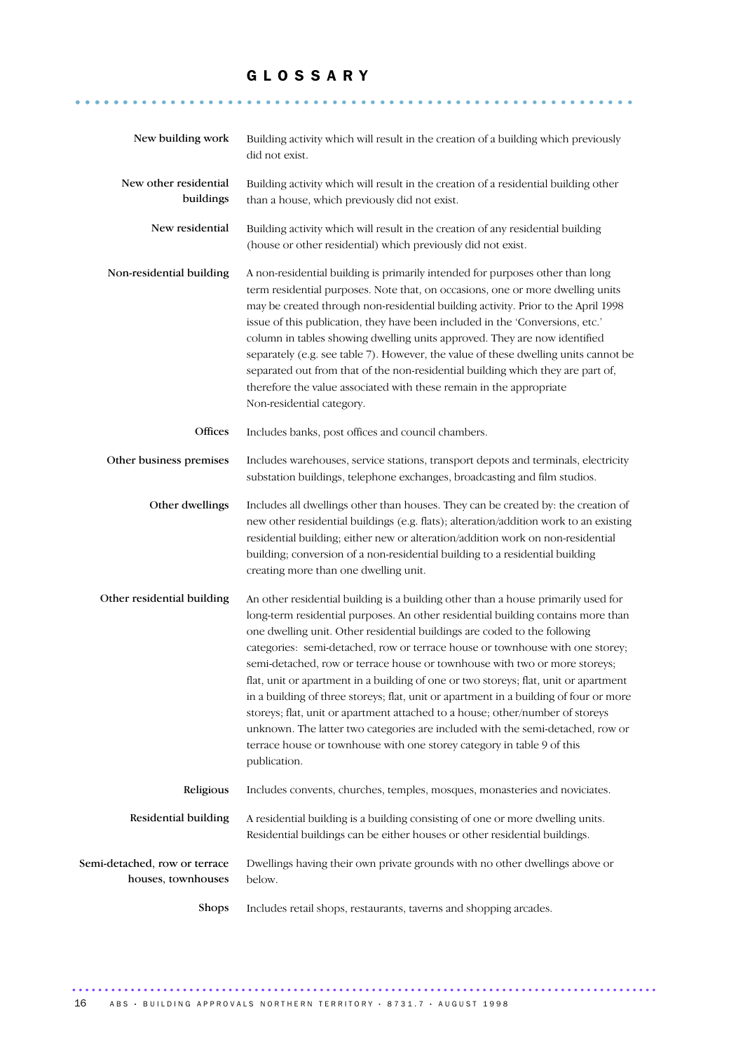# GLOSSARY

**New building work** — Building activity which will result in the creation of a building which previously did not exist.

**New other residential buildings** — Building activity which will result in the creation of a residential building other than a house, which previously did not exist.

**New residential** — Building activity which will result in the creation of any residential building (house or other residential) which previously did not exist.

**Non-residential building** — A non-residential building is primarily intended for purposes other than long term residential purposes. Note that, on occasions, one or more dwelling units may be created through non-residential building activity. Prior to the April 1998 issue of this publication, they have been included in the 'Conversions, etc.' column in tables showing dwelling units approved. They are now identified separately (e.g. see table 7). However, the value of these dwelling units cannot be separated out from that of the non-residential building which they are part of, therefore the value associated with these remain in the appropriate Non-residential category.

**Offices** — Includes banks, post offices and council chambers.

**Other business premises** — Includes warehouses, service stations, transport depots and terminals, electricity substation buildings, telephone exchanges, broadcasting and film studios.

**Other dwellings** — Includes all dwellings other than houses. They can be created by: the creation of new other residential buildings (e.g. flats); alteration/addition work to an existing residential building; either new or alteration/addition work on non-residential building; conversion of a non-residential building to a residential building creating more than one dwelling unit.

**Other residential building** — An other residential building is a building other than a house primarily used for long-term residential purposes. An other residential building contains more than one dwelling unit. Other residential buildings are coded to the following categories: semi-detached, row or terrace house or townhouse with one storey; semi-detached, row or terrace house or townhouse with two or more storeys; flat, unit or apartment in a building of one or two storeys; flat, unit or apartment in a building of three storeys; flat, unit or apartment in a building of four or more storeys; flat, unit or apartment attached to a house; other/number of storeys unknown. The latter two categories are included with the semi-detached, row or terrace house or townhouse with one storey category in table 9 of this publication.

**Religious** — Includes convents, churches, temples, mosques, monasteries and noviciates.

**Residential building** — A residential building is a building consisting of one or more dwelling units. Residential buildings can be either houses or other residential buildings.

**Semi-detached, row or terrace houses, townhouses** — Dwellings having their own private grounds with no other dwellings above or below.

**Shops** — Includes retail shops, restaurants, taverns and shopping arcades.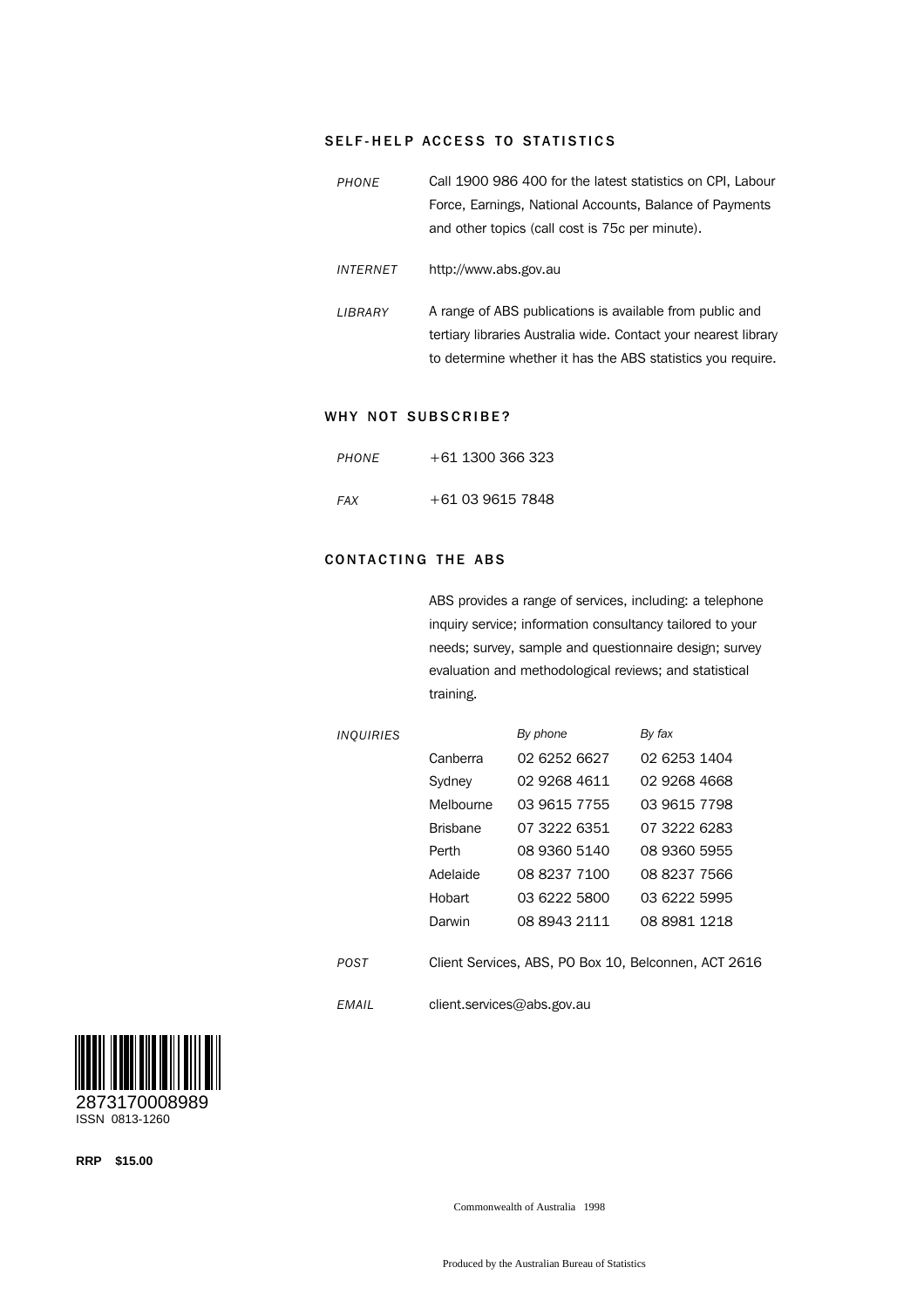## SELF-HELP ACCESS TO STATISTICS

*PHONE* Call 1900 986 400 for the latest statistics on CPI, Labour Force, Earnings, National Accounts, Balance of Payments and other topics (call cost is 75c per minute).

*INTERNET* http://www.abs.gov.au

*LIBRARY* A range of ABS publications is available from public and tertiary libraries Australia wide. Contact your nearest library to determine whether it has the ABS statistics you require.

## WHY NOT SUBSCRIBE?

*PHONE* +61 1300 366 323

*FAX* +61 03 9615 7848

## CONTACTING THE ABS

ABS provides a range of services, including: a telephone inquiry service; information consultancy tailored to your needs; survey, sample and questionnaire design; survey evaluation and methodological reviews; and statistical training.

*INQUIRIES*

| | *By phone* | *By fax* |
|---|---|---|
| Canberra | 02 6252 6627 | 02 6253 1404 |
| Sydney | 02 9268 4611 | 02 9268 4668 |
| Melbourne | 03 9615 7755 | 03 9615 7798 |
| Brisbane | 07 3222 6351 | 07 3222 6283 |
| Perth | 08 9360 5140 | 08 9360 5955 |
| Adelaide | 08 8237 7100 | 08 8237 7566 |
| Hobart | 03 6222 5800 | 03 6222 5995 |
| Darwin | 08 8943 2111 | 08 8981 1218 |

*POST* Client Services, ABS, PO Box 10, Belconnen, ACT 2616

*EMAIL* client.services@abs.gov.au

2873170008989
ISSN 0813-1260

**RRP $15.00**

Commonwealth of Australia 1998

Produced by the Australian Bureau of Statistics